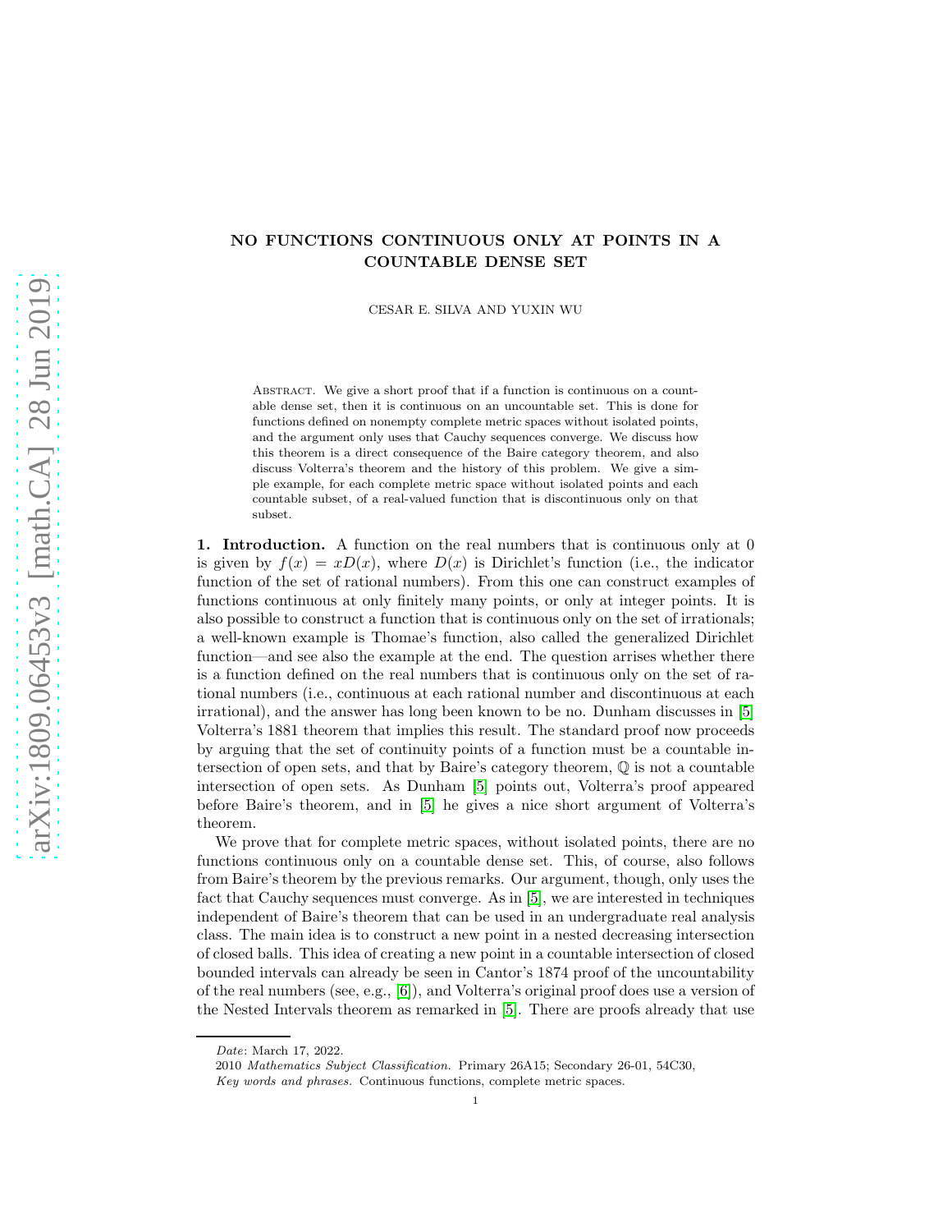# NO FUNCTIONS CONTINUOUS ONLY AT POINTS IN A COUNTABLE DENSE SET

CESAR E. SILVA AND YUXIN WU

Abstract. We give a short proof that if a function is continuous on a countable dense set, then it is continuous on an uncountable set. This is done for functions defined on nonempty complete metric spaces without isolated points, and the argument only uses that Cauchy sequences converge. We discuss how this theorem is a direct consequence of the Baire category theorem, and also discuss Volterra's theorem and the history of this problem. We give a simple example, for each complete metric space without isolated points and each countable subset, of a real-valued function that is discontinuous only on that subset.

**1. Introduction.** A function on the real numbers that is continuous only at 0 is given by $f(x) = xD(x)$, where $D(x)$ is Dirichlet's function (i.e., the indicator function of the set of rational numbers). From this one can construct examples of functions continuous at only finitely many points, or only at integer points. It is also possible to construct a function that is continuous only on the set of irrationals; a well-known example is Thomae's function, also called the generalized Dirichlet function—and see also the example at the end. The question arrises whether there is a function defined on the real numbers that is continuous only on the set of rational numbers (i.e., continuous at each rational number and discontinuous at each irrational), and the answer has long been known to be no. Dunham discusses in [5] Volterra's 1881 theorem that implies this result. The standard proof now proceeds by arguing that the set of continuity points of a function must be a countable intersection of open sets, and that by Baire's category theorem, $\mathbb{Q}$ is not a countable intersection of open sets. As Dunham [5] points out, Volterra's proof appeared before Baire's theorem, and in [5] he gives a nice short argument of Volterra's theorem.

We prove that for complete metric spaces, without isolated points, there are no functions continuous only on a countable dense set. This, of course, also follows from Baire's theorem by the previous remarks. Our argument, though, only uses the fact that Cauchy sequences must converge. As in [5], we are interested in techniques independent of Baire's theorem that can be used in an undergraduate real analysis class. The main idea is to construct a new point in a nested decreasing intersection of closed balls. This idea of creating a new point in a countable intersection of closed bounded intervals can already be seen in Cantor's 1874 proof of the uncountability of the real numbers (see, e.g., [6]), and Volterra's original proof does use a version of the Nested Intervals theorem as remarked in [5]. There are proofs already that use

*Date*: March 17, 2022.

2010 *Mathematics Subject Classification.* Primary 26A15; Secondary 26-01, 54C30,

*Key words and phrases.* Continuous functions, complete metric spaces.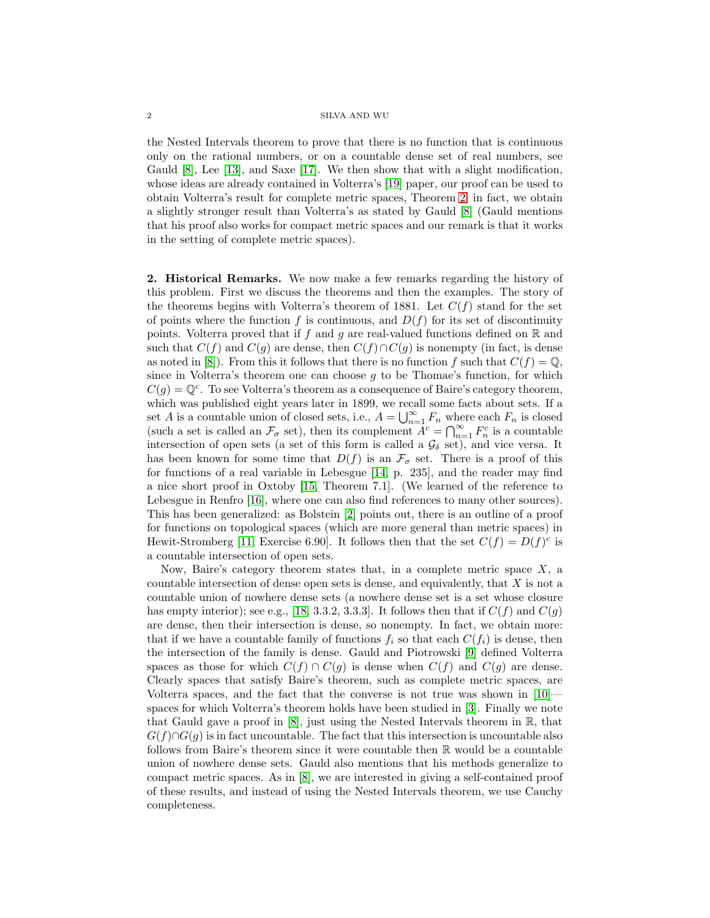the Nested Intervals theorem to prove that there is no function that is continuous only on the rational numbers, or on a countable dense set of real numbers, see Gauld [8], Lee [13], and Saxe [17]. We then show that with a slight modification, whose ideas are already contained in Volterra's [19] paper, our proof can be used to obtain Volterra's result for complete metric spaces, Theorem 2; in fact, we obtain a slightly stronger result than Volterra's as stated by Gauld [8] (Gauld mentions that his proof also works for compact metric spaces and our remark is that it works in the setting of complete metric spaces).

**2. Historical Remarks.** We now make a few remarks regarding the history of this problem. First we discuss the theorems and then the examples. The story of the theorems begins with Volterra's theorem of 1881. Let $C(f)$ stand for the set of points where the function $f$ is continuous, and $D(f)$ for its set of discontinuity points. Volterra proved that if $f$ and $g$ are real-valued functions defined on $\mathbb{R}$ and such that $C(f)$ and $C(g)$ are dense, then $C(f) \cap C(g)$ is nonempty (in fact, is dense as noted in [8]). From this it follows that there is no function $f$ such that $C(f) = \mathbb{Q}$, since in Volterra's theorem one can choose $g$ to be Thomae's function, for which $C(g) = \mathbb{Q}^c$. To see Volterra's theorem as a consequence of Baire's category theorem, which was published eight years later in 1899, we recall some facts about sets. If a set $A$ is a countable union of closed sets, i.e., $A = \bigcup_{n=1}^{\infty} F_n$ where each $F_n$ is closed (such a set is called an $\mathcal{F}_\sigma$ set), then its complement $A^c = \bigcap_{n=1}^{\infty} F_n^c$ is a countable intersection of open sets (a set of this form is called a $\mathcal{G}_\delta$ set), and vice versa. It has been known for some time that $D(f)$ is an $\mathcal{F}_\sigma$ set. There is a proof of this for functions of a real variable in Lebesgue [14, p. 235], and the reader may find a nice short proof in Oxtoby [15, Theorem 7.1]. (We learned of the reference to Lebesgue in Renfro [16], where one can also find references to many other sources). This has been generalized: as Bolstein [2] points out, there is an outline of a proof for functions on topological spaces (which are more general than metric spaces) in Hewit-Stromberg [11, Exercise 6.90]. It follows then that the set $C(f) = D(f)^c$ is a countable intersection of open sets.

Now, Baire's category theorem states that, in a complete metric space $X$, a countable intersection of dense open sets is dense, and equivalently, that $X$ is not a countable union of nowhere dense sets (a nowhere dense set is a set whose closure has empty interior); see e.g., [18, 3.3.2, 3.3.3]. It follows then that if $C(f)$ and $C(g)$ are dense, then their intersection is dense, so nonempty. In fact, we obtain more: that if we have a countable family of functions $f_i$ so that each $C(f_i)$ is dense, then the intersection of the family is dense. Gauld and Piotrowski [9] defined Volterra spaces as those for which $C(f) \cap C(g)$ is dense when $C(f)$ and $C(g)$ are dense. Clearly spaces that satisfy Baire's theorem, such as complete metric spaces, are Volterra spaces, and the fact that the converse is not true was shown in [10]—spaces for which Volterra's theorem holds have been studied in [3]. Finally we note that Gauld gave a proof in [8], just using the Nested Intervals theorem in $\mathbb{R}$, that $G(f) \cap G(g)$ is in fact uncountable. The fact that this intersection is uncountable also follows from Baire's theorem since it were countable then $\mathbb{R}$ would be a countable union of nowhere dense sets. Gauld also mentions that his methods generalize to compact metric spaces. As in [8], we are interested in giving a self-contained proof of these results, and instead of using the Nested Intervals theorem, we use Cauchy completeness.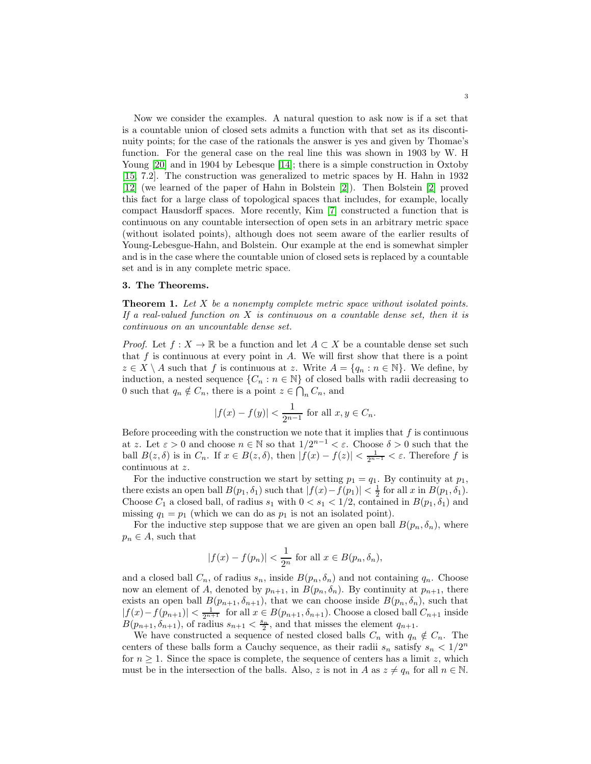Now we consider the examples. A natural question to ask now is if a set that is a countable union of closed sets admits a function with that set as its discontinuity points; for the case of the rationals the answer is yes and given by Thomae's function. For the general case on the real line this was shown in 1903 by W. H Young [20] and in 1904 by Lebesque [14]; there is a simple construction in Oxtoby [15, 7.2]. The construction was generalized to metric spaces by H. Hahn in 1932 [12] (we learned of the paper of Hahn in Bolstein [2]). Then Bolstein [2] proved this fact for a large class of topological spaces that includes, for example, locally compact Hausdorff spaces. More recently, Kim [7] constructed a function that is continuous on any countable intersection of open sets in an arbitrary metric space (without isolated points), although does not seem aware of the earlier results of Young-Lebesgue-Hahn, and Bolstein. Our example at the end is somewhat simpler and is in the case where the countable union of closed sets is replaced by a countable set and is in any complete metric space.

## 3. The Theorems.

**Theorem 1.** *Let $X$ be a nonempty complete metric space without isolated points. If a real-valued function on $X$ is continuous on a countable dense set, then it is continuous on an uncountable dense set.*

*Proof.* Let $f : X \to \mathbb{R}$ be a function and let $A \subset X$ be a countable dense set such that $f$ is continuous at every point in $A$. We will first show that there is a point $z \in X \setminus A$ such that $f$ is continuous at $z$. Write $A = \{q_n : n \in \mathbb{N}\}$. We define, by induction, a nested sequence $\{C_n : n \in \mathbb{N}\}$ of closed balls with radii decreasing to 0 such that $q_n \notin C_n$, there is a point $z \in \bigcap_n C_n$, and

$$|f(x) - f(y)| < \frac{1}{2^{n-1}} \text{ for all } x, y \in C_n.$$

Before proceeding with the construction we note that it implies that $f$ is continuous at $z$. Let $\varepsilon > 0$ and choose $n \in \mathbb{N}$ so that $1/2^{n-1} < \varepsilon$. Choose $\delta > 0$ such that the ball $B(z, \delta)$ is in $C_n$. If $x \in B(z, \delta)$, then $|f(x) - f(z)| < \frac{1}{2^{n-1}} < \varepsilon$. Therefore $f$ is continuous at $z$.

For the inductive construction we start by setting $p_1 = q_1$. By continuity at $p_1$, there exists an open ball $B(p_1, \delta_1)$ such that $|f(x) - f(p_1)| < \frac{1}{2}$ for all $x$ in $B(p_1, \delta_1)$. Choose $C_1$ a closed ball, of radius $s_1$ with $0 < s_1 < 1/2$, contained in $B(p_1, \delta_1)$ and missing $q_1 = p_1$ (which we can do as $p_1$ is not an isolated point).

For the inductive step suppose that we are given an open ball $B(p_n, \delta_n)$, where $p_n \in A$, such that

$$|f(x) - f(p_n)| < \frac{1}{2^n} \text{ for all } x \in B(p_n, \delta_n),$$

and a closed ball $C_n$, of radius $s_n$, inside $B(p_n, \delta_n)$ and not containing $q_n$. Choose now an element of $A$, denoted by $p_{n+1}$, in $B(p_n, \delta_n)$. By continuity at $p_{n+1}$, there exists an open ball $B(p_{n+1}, \delta_{n+1})$, that we can choose inside $B(p_n, \delta_n)$, such that $|f(x) - f(p_{n+1})| < \frac{1}{2^{n+1}}$ for all $x \in B(p_{n+1}, \delta_{n+1})$. Choose a closed ball $C_{n+1}$ inside $B(p_{n+1}, \delta_{n+1})$, of radius $s_{n+1} < \frac{s_n}{2}$, and that misses the element $q_{n+1}$.

We have constructed a sequence of nested closed balls $C_n$ with $q_n \notin C_n$. The centers of these balls form a Cauchy sequence, as their radii $s_n$ satisfy $s_n < 1/2^n$ for $n \geq 1$. Since the space is complete, the sequence of centers has a limit $z$, which must be in the intersection of the balls. Also, $z$ is not in $A$ as $z \neq q_n$ for all $n \in \mathbb{N}$.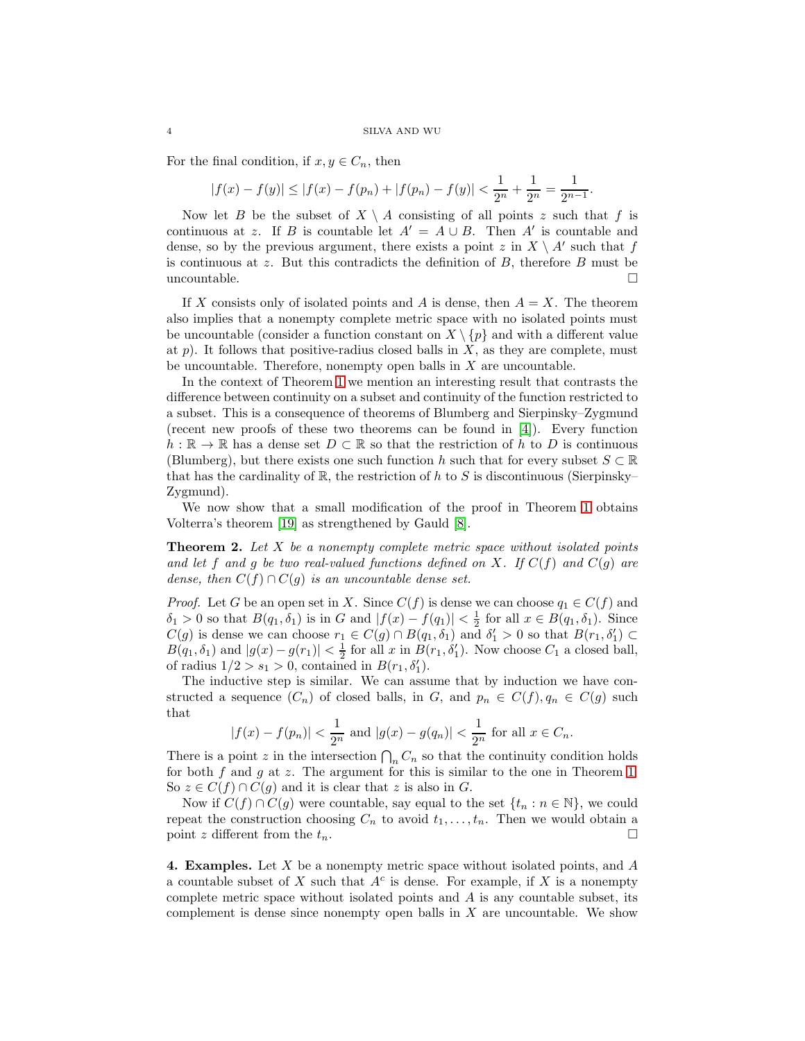For the final condition, if $x, y \in C_n$, then

$$|f(x) - f(y)| \leq |f(x) - f(p_n) + |f(p_n) - f(y)| < \frac{1}{2^n} + \frac{1}{2^n} = \frac{1}{2^{n-1}}.$$

Now let $B$ be the subset of $X \setminus A$ consisting of all points $z$ such that $f$ is continuous at $z$. If $B$ is countable let $A' = A \cup B$. Then $A'$ is countable and dense, so by the previous argument, there exists a point $z$ in $X \setminus A'$ such that $f$ is continuous at $z$. But this contradicts the definition of $B$, therefore $B$ must be uncountable. $\square$

If $X$ consists only of isolated points and $A$ is dense, then $A = X$. The theorem also implies that a nonempty complete metric space with no isolated points must be uncountable (consider a function constant on $X \setminus \{p\}$ and with a different value at $p$). It follows that positive-radius closed balls in $X$, as they are complete, must be uncountable. Therefore, nonempty open balls in $X$ are uncountable.

In the context of Theorem 1 we mention an interesting result that contrasts the difference between continuity on a subset and continuity of the function restricted to a subset. This is a consequence of theorems of Blumberg and Sierpinsky–Zygmund (recent new proofs of these two theorems can be found in [4]). Every function $h : \mathbb{R} \to \mathbb{R}$ has a dense set $D \subset \mathbb{R}$ so that the restriction of $h$ to $D$ is continuous (Blumberg), but there exists one such function $h$ such that for every subset $S \subset \mathbb{R}$ that has the cardinality of $\mathbb{R}$, the restriction of $h$ to $S$ is discontinuous (Sierpinsky–Zygmund).

We now show that a small modification of the proof in Theorem 1 obtains Volterra's theorem [19] as strengthened by Gauld [8].

**Theorem 2.** *Let $X$ be a nonempty complete metric space without isolated points and let $f$ and $g$ be two real-valued functions defined on $X$. If $C(f)$ and $C(g)$ are dense, then $C(f) \cap C(g)$ is an uncountable dense set.*

*Proof.* Let $G$ be an open set in $X$. Since $C(f)$ is dense we can choose $q_1 \in C(f)$ and $\delta_1 > 0$ so that $B(q_1, \delta_1)$ is in $G$ and $|f(x) - f(q_1)| < \frac{1}{2}$ for all $x \in B(q_1, \delta_1)$. Since $C(g)$ is dense we can choose $r_1 \in C(g) \cap B(q_1, \delta_1)$ and $\delta_1' > 0$ so that $B(r_1, \delta_1') \subset B(q_1, \delta_1)$ and $|g(x) - g(r_1)| < \frac{1}{2}$ for all $x$ in $B(r_1, \delta_1')$. Now choose $C_1$ a closed ball, of radius $1/2 > s_1 > 0$, contained in $B(r_1, \delta_1')$.

The inductive step is similar. We can assume that by induction we have constructed a sequence $(C_n)$ of closed balls, in $G$, and $p_n \in C(f), q_n \in C(g)$ such that

$$|f(x) - f(p_n)| < \frac{1}{2^n} \text{ and } |g(x) - g(q_n)| < \frac{1}{2^n} \text{ for all } x \in C_n.$$

There is a point $z$ in the intersection $\bigcap_n C_n$ so that the continuity condition holds for both $f$ and $g$ at $z$. The argument for this is similar to the one in Theorem 1. So $z \in C(f) \cap C(g)$ and it is clear that $z$ is also in $G$.

Now if $C(f) \cap C(g)$ were countable, say equal to the set $\{t_n : n \in \mathbb{N}\}$, we could repeat the construction choosing $C_n$ to avoid $t_1, \ldots, t_n$. Then we would obtain a point $z$ different from the $t_n$. $\square$

**4. Examples.** Let $X$ be a nonempty metric space without isolated points, and $A$ a countable subset of $X$ such that $A^c$ is dense. For example, if $X$ is a nonempty complete metric space without isolated points and $A$ is any countable subset, its complement is dense since nonempty open balls in $X$ are uncountable. We show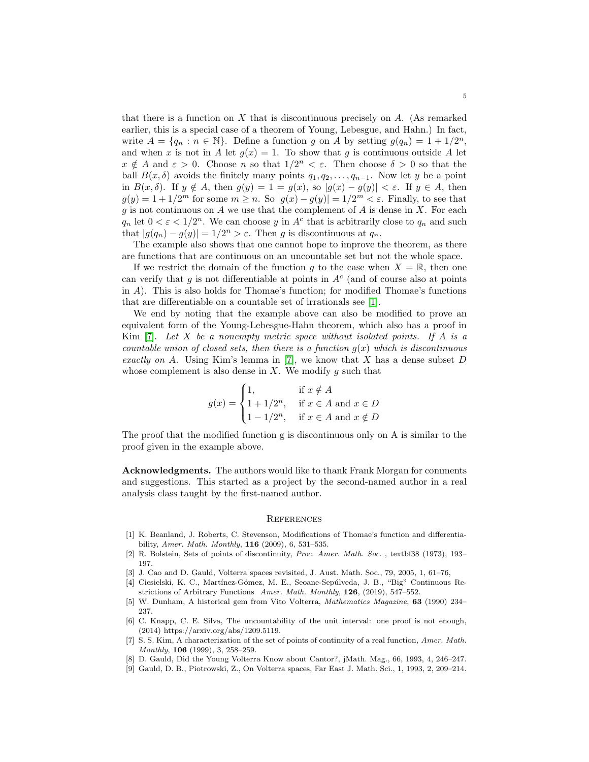that there is a function on $X$ that is discontinuous precisely on $A$. (As remarked earlier, this is a special case of a theorem of Young, Lebesgue, and Hahn.) In fact, write $A = \{q_n : n \in \mathbb{N}\}$. Define a function $g$ on $A$ by setting $g(q_n) = 1 + 1/2^n$, and when $x$ is not in $A$ let $g(x) = 1$. To show that $g$ is continuous outside $A$ let $x \notin A$ and $\varepsilon > 0$. Choose $n$ so that $1/2^n < \varepsilon$. Then choose $\delta > 0$ so that the ball $B(x, \delta)$ avoids the finitely many points $q_1, q_2, \ldots, q_{n-1}$. Now let $y$ be a point in $B(x, \delta)$. If $y \notin A$, then $g(y) = 1 = g(x)$, so $|g(x) - g(y)| < \varepsilon$. If $y \in A$, then $g(y) = 1 + 1/2^m$ for some $m \geq n$. So $|g(x) - g(y)| = 1/2^m < \varepsilon$. Finally, to see that $g$ is not continuous on $A$ we use that the complement of $A$ is dense in $X$. For each $q_n$ let $0 < \varepsilon < 1/2^n$. We can choose $y$ in $A^c$ that is arbitrarily close to $q_n$ and such that $|g(q_n) - g(y)| = 1/2^n > \varepsilon$. Then $g$ is discontinuous at $q_n$.

The example also shows that one cannot hope to improve the theorem, as there are functions that are continuous on an uncountable set but not the whole space.

If we restrict the domain of the function $g$ to the case when $X = \mathbb{R}$, then one can verify that $g$ is not differentiable at points in $A^c$ (and of course also at points in $A$). This is also holds for Thomae's function; for modified Thomae's functions that are differentiable on a countable set of irrationals see [1].

We end by noting that the example above can also be modified to prove an equivalent form of the Young-Lebesgue-Hahn theorem, which also has a proof in Kim [7]. *Let $X$ be a nonempty metric space without isolated points. If $A$ is a countable union of closed sets, then there is a function $g(x)$ which is discontinuous exactly on $A$.* Using Kim's lemma in [7], we know that $X$ has a dense subset $D$ whose complement is also dense in $X$. We modify $g$ such that

$$g(x) = \begin{cases} 1, & \text{if } x \notin A \\ 1 + 1/2^n, & \text{if } x \in A \text{ and } x \in D \\ 1 - 1/2^n, & \text{if } x \in A \text{ and } x \notin D \end{cases}$$

The proof that the modified function g is discontinuous only on A is similar to the proof given in the example above.

**Acknowledgments.** The authors would like to thank Frank Morgan for comments and suggestions. This started as a project by the second-named author in a real analysis class taught by the first-named author.

## References

[1] K. Beanland, J. Roberts, C. Stevenson, Modifications of Thomae's function and differentiability, *Amer. Math. Monthly*, **116** (2009), 6, 531–535.

[2] R. Bolstein, Sets of points of discontinuity, *Proc. Amer. Math. Soc.* , textbf38 (1973), 193–197.

[3] J. Cao and D. Gauld, Volterra spaces revisited, J. Aust. Math. Soc., 79, 2005, 1, 61–76,

[4] Ciesielski, K. C., Martínez-Gómez, M. E., Seoane-Sepúlveda, J. B., "Big" Continuous Restrictions of Arbitrary Functions *Amer. Math. Monthly*, **126**, (2019), 547–552.

[5] W. Dunham, A historical gem from Vito Volterra, *Mathematics Magazine*, **63** (1990) 234–237.

[6] C. Knapp, C. E. Silva, The uncountability of the unit interval: one proof is not enough, (2014) https://arxiv.org/abs/1209.5119.

[7] S. S. Kim, A characterization of the set of points of continuity of a real function, *Amer. Math. Monthly*, **106** (1999), 3, 258–259.

[8] D. Gauld, Did the Young Volterra Know about Cantor?, jMath. Mag., 66, 1993, 4, 246–247.

[9] Gauld, D. B., Piotrowski, Z., On Volterra spaces, Far East J. Math. Sci., 1, 1993, 2, 209–214.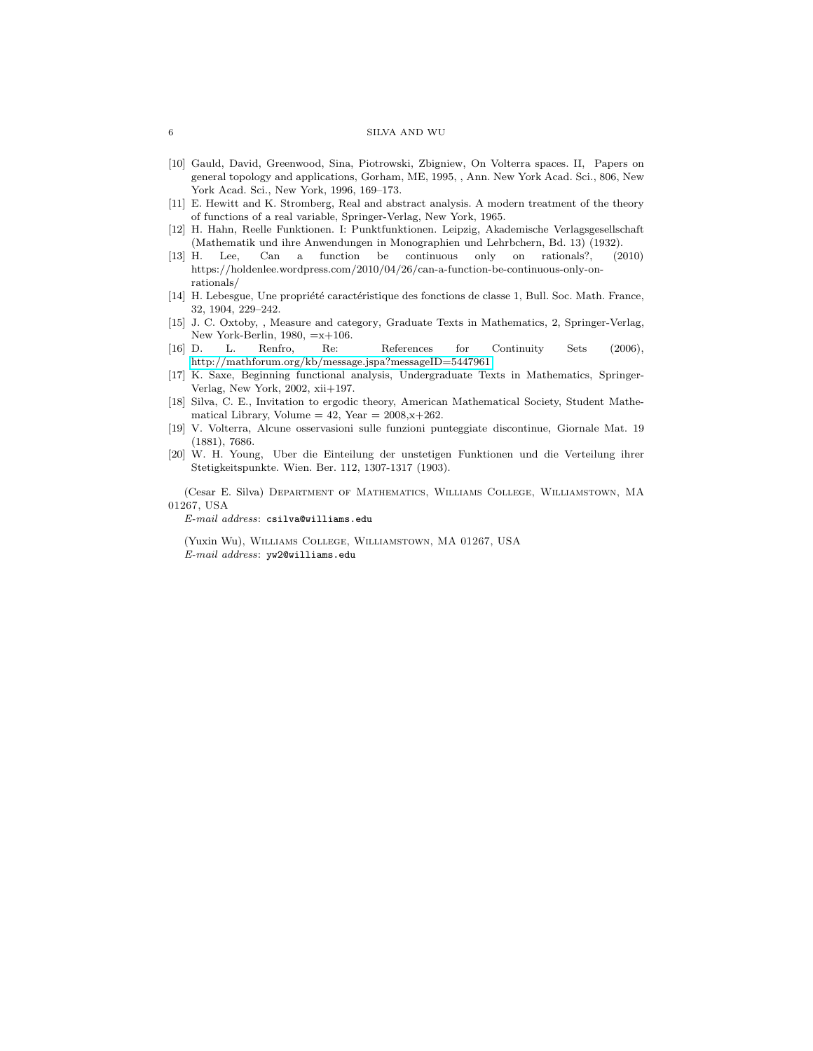[10] Gauld, David, Greenwood, Sina, Piotrowski, Zbigniew, On Volterra spaces. II, Papers on general topology and applications, Gorham, ME, 1995, , Ann. New York Acad. Sci., 806, New York Acad. Sci., New York, 1996, 169–173.

[11] E. Hewitt and K. Stromberg, Real and abstract analysis. A modern treatment of the theory of functions of a real variable, Springer-Verlag, New York, 1965.

[12] H. Hahn, Reelle Funktionen. I: Punktfunktionen. Leipzig, Akademische Verlagsgesellschaft (Mathematik und ihre Anwendungen in Monographien und Lehrbchern, Bd. 13) (1932).

[13] H. Lee, Can a function be continuous only on rationals?, (2010) https://holdenlee.wordpress.com/2010/04/26/can-a-function-be-continuous-only-on-rationals/

[14] H. Lebesgue, Une propriété caractéristique des fonctions de classe 1, Bull. Soc. Math. France, 32, 1904, 229–242.

[15] J. C. Oxtoby, , Measure and category, Graduate Texts in Mathematics, 2, Springer-Verlag, New York-Berlin, 1980, =x+106.

[16] D. L. Renfro, Re: References for Continuity Sets (2006), http://mathforum.org/kb/message.jspa?messageID=5447961

[17] K. Saxe, Beginning functional analysis, Undergraduate Texts in Mathematics, Springer-Verlag, New York, 2002, xii+197.

[18] Silva, C. E., Invitation to ergodic theory, American Mathematical Society, Student Mathematical Library, Volume = 42, Year = 2008,x+262.

[19] V. Volterra, Alcune osservasioni sulle funzioni punteggiate discontinue, Giornale Mat. 19 (1881), 7686.

[20] W. H. Young, Uber die Einteilung der unstetigen Funktionen und die Verteilung ihrer Stetigkeitspunkte. Wien. Ber. 112, 1307-1317 (1903).

(Cesar E. Silva) Department of Mathematics, Williams College, Williamstown, MA 01267, USA

*E-mail address*: csilva@williams.edu

(Yuxin Wu), Williams College, Williamstown, MA 01267, USA

*E-mail address*: yw2@williams.edu